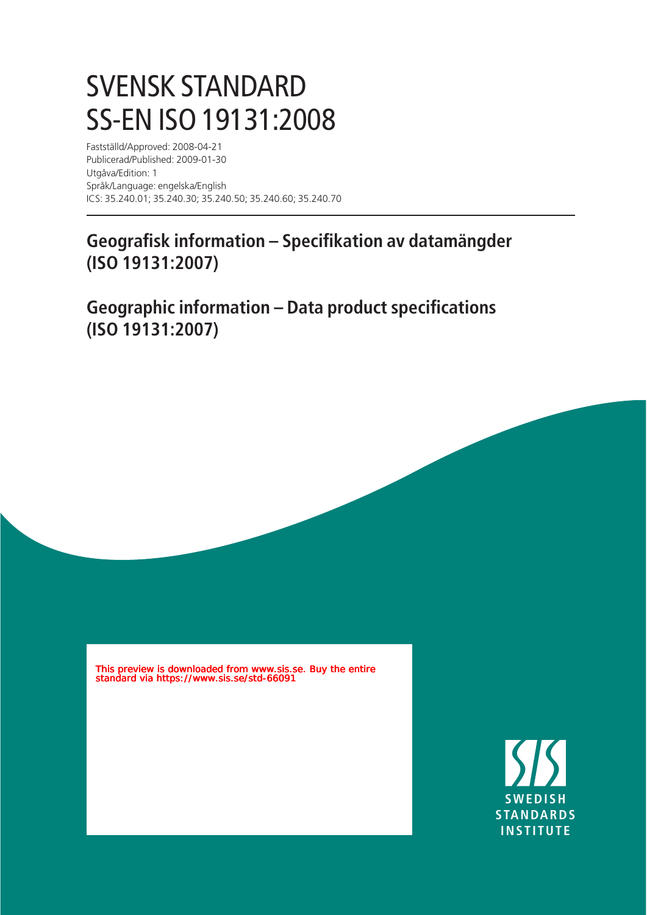# SVENSK STANDARD
# SS-EN ISO 19131:2008

Fastställd/Approved: 2008-04-21
Publicerad/Published: 2009-01-30
Utgåva/Edition: 1
Språk/Language: engelska/English
ICS: 35.240.01; 35.240.30; 35.240.50; 35.240.60; 35.240.70

## Geografisk information – Specifikation av datamängder (ISO 19131:2007)

## Geographic information – Data product specifications (ISO 19131:2007)

This preview is downloaded from www.sis.se. Buy the entire standard via https://www.sis.se/std-66091

SWEDISH STANDARDS INSTITUTE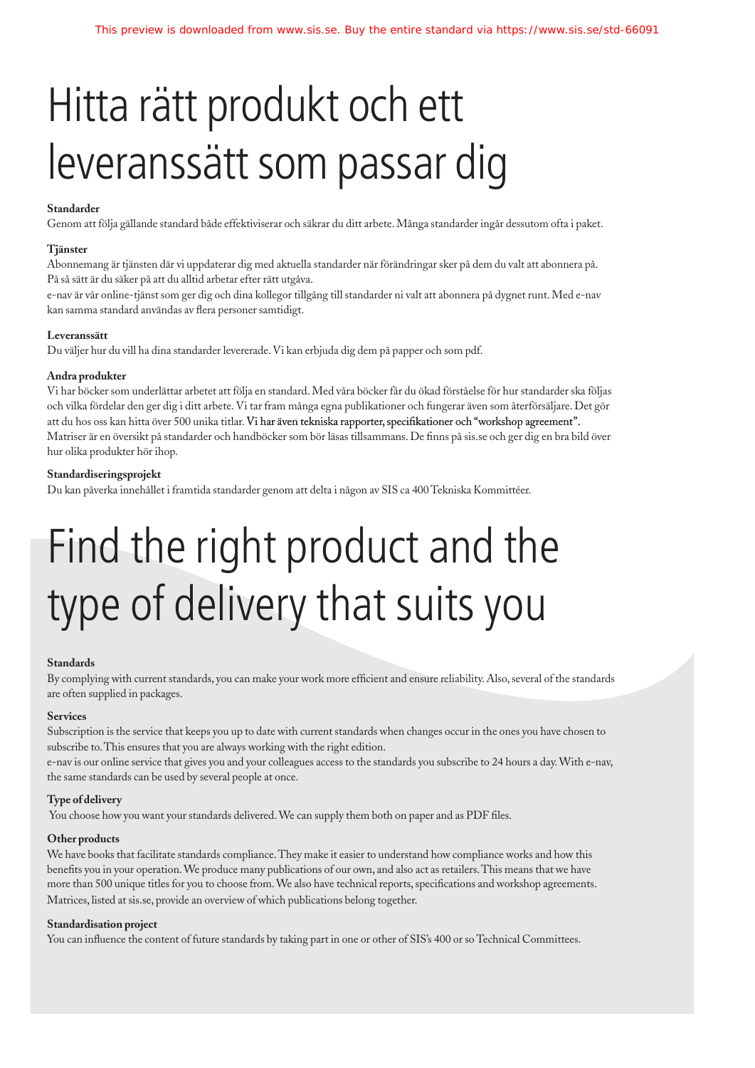# Hitta rätt produkt och ett leveranssätt som passar dig

**Standarder**

Genom att följa gällande standard både effektiviserar och säkrar du ditt arbete. Många standarder ingår dessutom ofta i paket.

**Tjänster**

Abonnemang är tjänsten där vi uppdaterar dig med aktuella standarder när förändringar sker på dem du valt att abonnera på. På så sätt är du säker på att du alltid arbetar efter rätt utgåva.

e-nav är vår online-tjänst som ger dig och dina kollegor tillgång till standarder ni valt att abonnera på dygnet runt. Med e-nav kan samma standard användas av flera personer samtidigt.

**Leveranssätt**

Du väljer hur du vill ha dina standarder levererade. Vi kan erbjuda dig dem på papper och som pdf.

**Andra produkter**

Vi har böcker som underlättar arbetet att följa en standard. Med våra böcker får du ökad förståelse för hur standarder ska följas och vilka fördelar den ger dig i ditt arbete. Vi tar fram många egna publikationer och fungerar även som återförsäljare. Det gör att du hos oss kan hitta över 500 unika titlar. Vi har även tekniska rapporter, specifikationer och "workshop agreement". Matriser är en översikt på standarder och handböcker som bör läsas tillsammans. De finns på sis.se och ger dig en bra bild över hur olika produkter hör ihop.

**Standardiseringsprojekt**

Du kan påverka innehållet i framtida standarder genom att delta i någon av SIS ca 400 Tekniska Kommittéer.

# Find the right product and the type of delivery that suits you

**Standards**

By complying with current standards, you can make your work more efficient and ensure reliability. Also, several of the standards are often supplied in packages.

**Services**

Subscription is the service that keeps you up to date with current standards when changes occur in the ones you have chosen to subscribe to. This ensures that you are always working with the right edition.

e-nav is our online service that gives you and your colleagues access to the standards you subscribe to 24 hours a day. With e-nav, the same standards can be used by several people at once.

**Type of delivery**

You choose how you want your standards delivered. We can supply them both on paper and as PDF files.

**Other products**

We have books that facilitate standards compliance. They make it easier to understand how compliance works and how this benefits you in your operation. We produce many publications of our own, and also act as retailers. This means that we have more than 500 unique titles for you to choose from. We also have technical reports, specifications and workshop agreements. Matrices, listed at sis.se, provide an overview of which publications belong together.

**Standardisation project**

You can influence the content of future standards by taking part in one or other of SIS's 400 or so Technical Committees.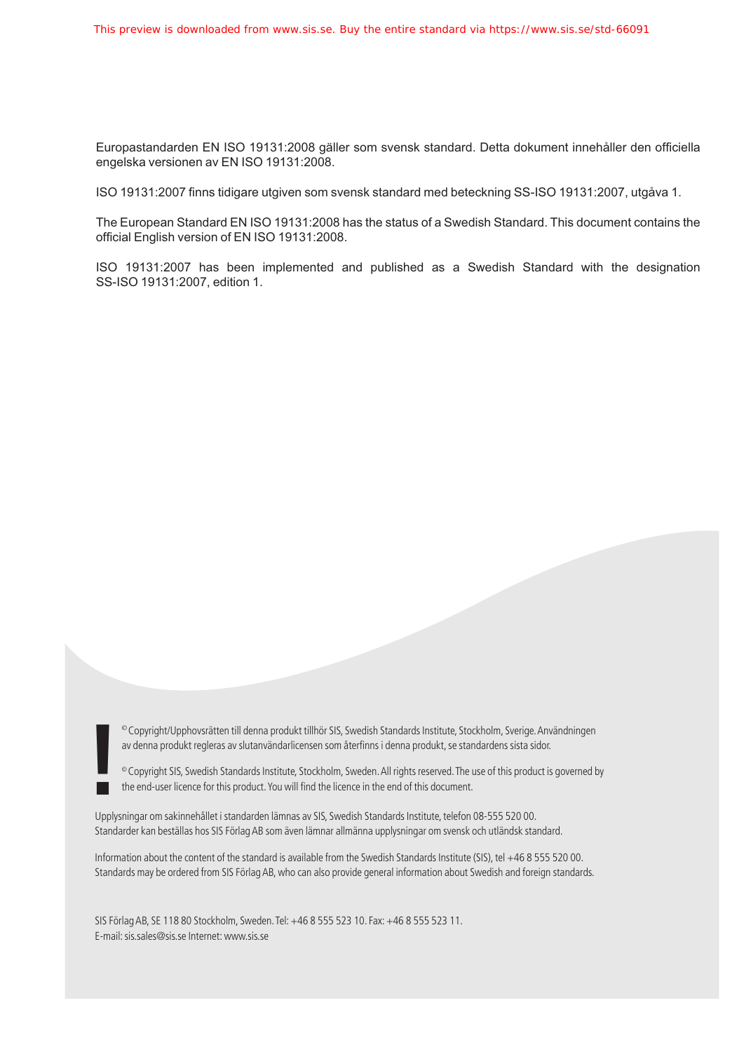Europastandarden EN ISO 19131:2008 gäller som svensk standard. Detta dokument innehåller den officiella engelska versionen av EN ISO 19131:2008.

ISO 19131:2007 finns tidigare utgiven som svensk standard med beteckning SS-ISO 19131:2007, utgåva 1.

The European Standard EN ISO 19131:2008 has the status of a Swedish Standard. This document contains the official English version of EN ISO 19131:2008.

ISO 19131:2007 has been implemented and published as a Swedish Standard with the designation SS-ISO 19131:2007, edition 1.

© Copyright/Upphovsrätten till denna produkt tillhör SIS, Swedish Standards Institute, Stockholm, Sverige. Användningen av denna produkt regleras av slutanvändarlicensen som återfinns i denna produkt, se standardens sista sidor.

© Copyright SIS, Swedish Standards Institute, Stockholm, Sweden. All rights reserved. The use of this product is governed by the end-user licence for this product. You will find the licence in the end of this document.

Upplysningar om sakinnehållet i standarden lämnas av SIS, Swedish Standards Institute, telefon 08-555 520 00. Standarder kan beställas hos SIS Förlag AB som även lämnar allmänna upplysningar om svensk och utländsk standard.

Information about the content of the standard is available from the Swedish Standards Institute (SIS), tel +46 8 555 520 00. Standards may be ordered from SIS Förlag AB, who can also provide general information about Swedish and foreign standards.

SIS Förlag AB, SE 118 80 Stockholm, Sweden. Tel: +46 8 555 523 10. Fax: +46 8 555 523 11.
E-mail: sis.sales@sis.se Internet: www.sis.se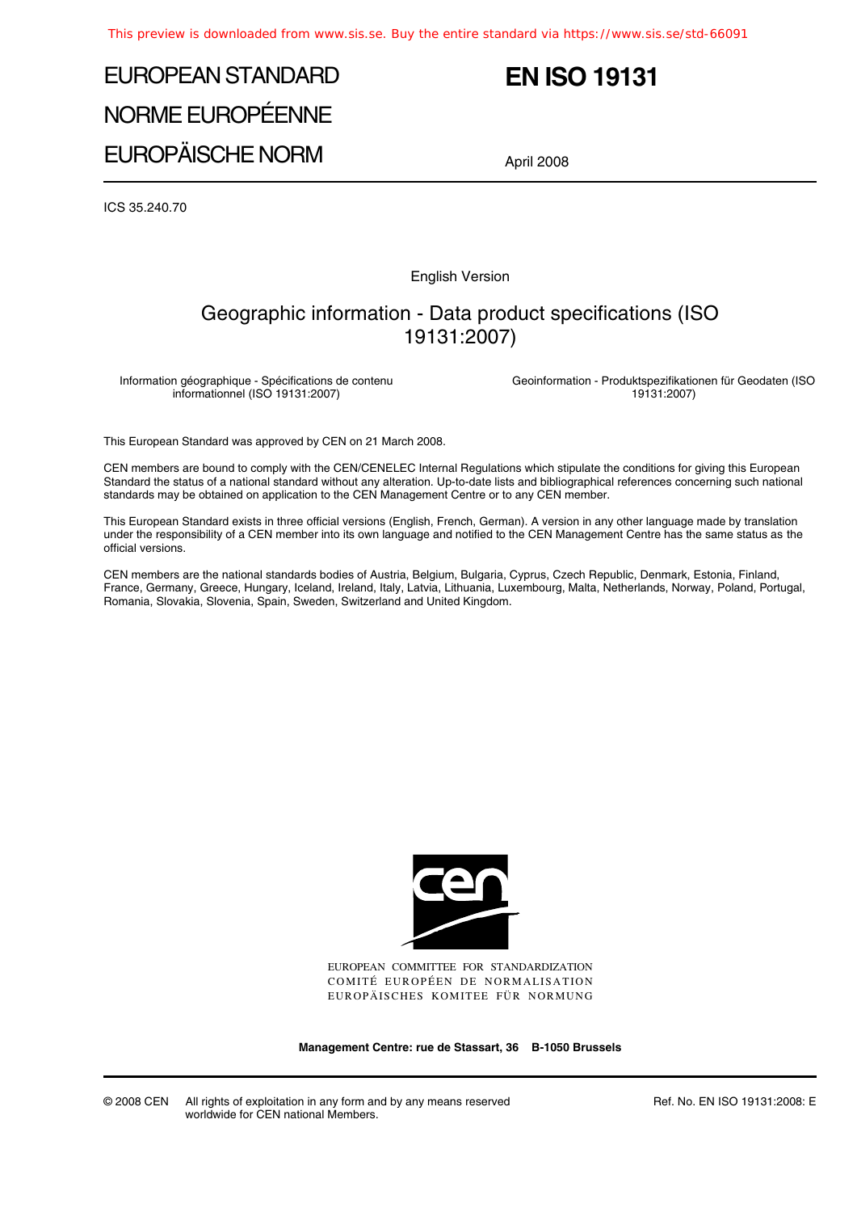# EUROPEAN STANDARD

# NORME EUROPÉENNE

# EUROPÄISCHE NORM

# EN ISO 19131

April 2008

ICS 35.240.70

English Version

## Geographic information - Data product specifications (ISO 19131:2007)

Information géographique - Spécifications de contenu informationnel (ISO 19131:2007)

Geoinformation - Produktspezifikationen für Geodaten (ISO 19131:2007)

This European Standard was approved by CEN on 21 March 2008.

CEN members are bound to comply with the CEN/CENELEC Internal Regulations which stipulate the conditions for giving this European Standard the status of a national standard without any alteration. Up-to-date lists and bibliographical references concerning such national standards may be obtained on application to the CEN Management Centre or to any CEN member.

This European Standard exists in three official versions (English, French, German). A version in any other language made by translation under the responsibility of a CEN member into its own language and notified to the CEN Management Centre has the same status as the official versions.

CEN members are the national standards bodies of Austria, Belgium, Bulgaria, Cyprus, Czech Republic, Denmark, Estonia, Finland, France, Germany, Greece, Hungary, Iceland, Ireland, Italy, Latvia, Lithuania, Luxembourg, Malta, Netherlands, Norway, Poland, Portugal, Romania, Slovakia, Slovenia, Spain, Sweden, Switzerland and United Kingdom.

EUROPEAN COMMITTEE FOR STANDARDIZATION
COMITÉ EUROPÉEN DE NORMALISATION
EUROPÄISCHES KOMITEE FÜR NORMUNG

**Management Centre: rue de Stassart, 36 B-1050 Brussels**

© 2008 CEN All rights of exploitation in any form and by any means reserved worldwide for CEN national Members.

Ref. No. EN ISO 19131:2008: E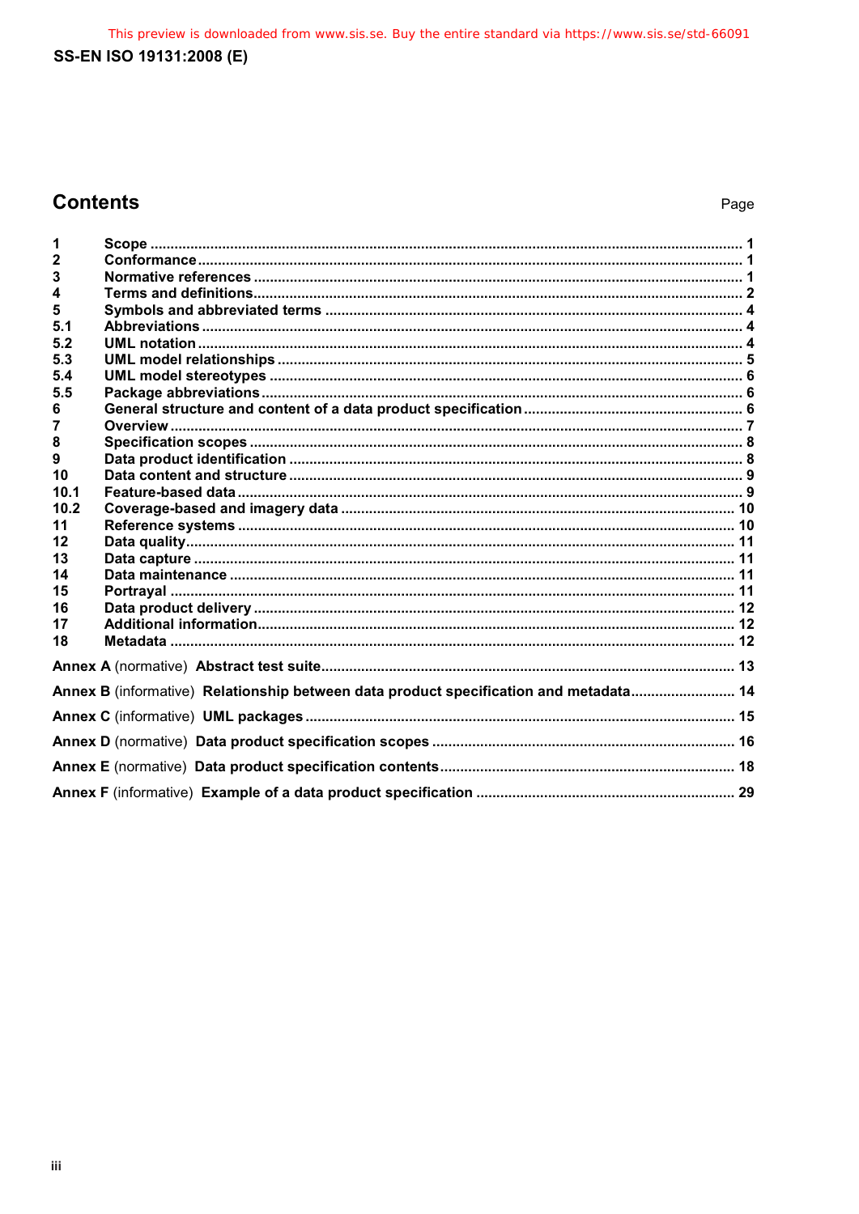## Contents

Page

| | | |
|---|---|---|
| 1 | Scope | 1 |
| 2 | Conformance | 1 |
| 3 | Normative references | 1 |
| 4 | Terms and definitions | 2 |
| 5 | Symbols and abbreviated terms | 4 |
| 5.1 | Abbreviations | 4 |
| 5.2 | UML notation | 4 |
| 5.3 | UML model relationships | 5 |
| 5.4 | UML model stereotypes | 6 |
| 5.5 | Package abbreviations | 6 |
| 6 | General structure and content of a data product specification | 6 |
| 7 | Overview | 7 |
| 8 | Specification scopes | 8 |
| 9 | Data product identification | 8 |
| 10 | Data content and structure | 9 |
| 10.1 | Feature-based data | 9 |
| 10.2 | Coverage-based and imagery data | 10 |
| 11 | Reference systems | 10 |
| 12 | Data quality | 11 |
| 13 | Data capture | 11 |
| 14 | Data maintenance | 11 |
| 15 | Portrayal | 11 |
| 16 | Data product delivery | 12 |
| 17 | Additional information | 12 |
| 18 | Metadata | 12 |

**Annex A** (normative) **Abstract test suite** ... 13

**Annex B** (informative) **Relationship between data product specification and metadata** ... 14

**Annex C** (informative) **UML packages** ... 15

**Annex D** (normative) **Data product specification scopes** ... 16

**Annex E** (normative) **Data product specification contents** ... 18

**Annex F** (informative) **Example of a data product specification** ... 29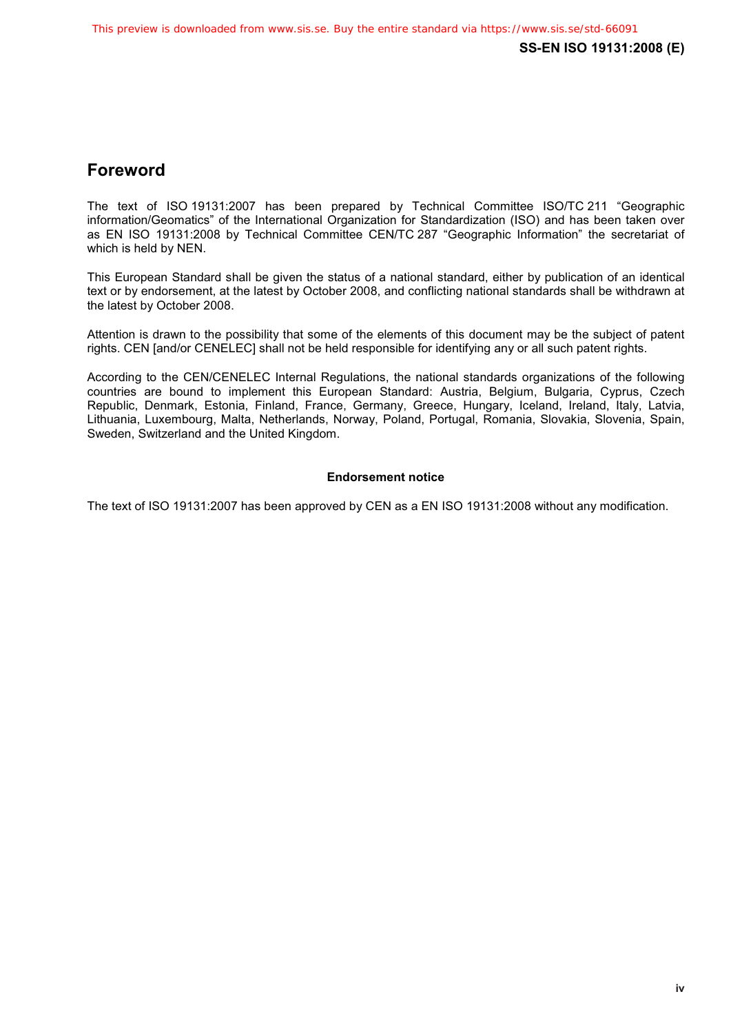# Foreword

The text of ISO 19131:2007 has been prepared by Technical Committee ISO/TC 211 “Geographic information/Geomatics” of the International Organization for Standardization (ISO) and has been taken over as EN ISO 19131:2008 by Technical Committee CEN/TC 287 “Geographic Information” the secretariat of which is held by NEN.

This European Standard shall be given the status of a national standard, either by publication of an identical text or by endorsement, at the latest by October 2008, and conflicting national standards shall be withdrawn at the latest by October 2008.

Attention is drawn to the possibility that some of the elements of this document may be the subject of patent rights. CEN [and/or CENELEC] shall not be held responsible for identifying any or all such patent rights.

According to the CEN/CENELEC Internal Regulations, the national standards organizations of the following countries are bound to implement this European Standard: Austria, Belgium, Bulgaria, Cyprus, Czech Republic, Denmark, Estonia, Finland, France, Germany, Greece, Hungary, Iceland, Ireland, Italy, Latvia, Lithuania, Luxembourg, Malta, Netherlands, Norway, Poland, Portugal, Romania, Slovakia, Slovenia, Spain, Sweden, Switzerland and the United Kingdom.

**Endorsement notice**

The text of ISO 19131:2007 has been approved by CEN as a EN ISO 19131:2008 without any modification.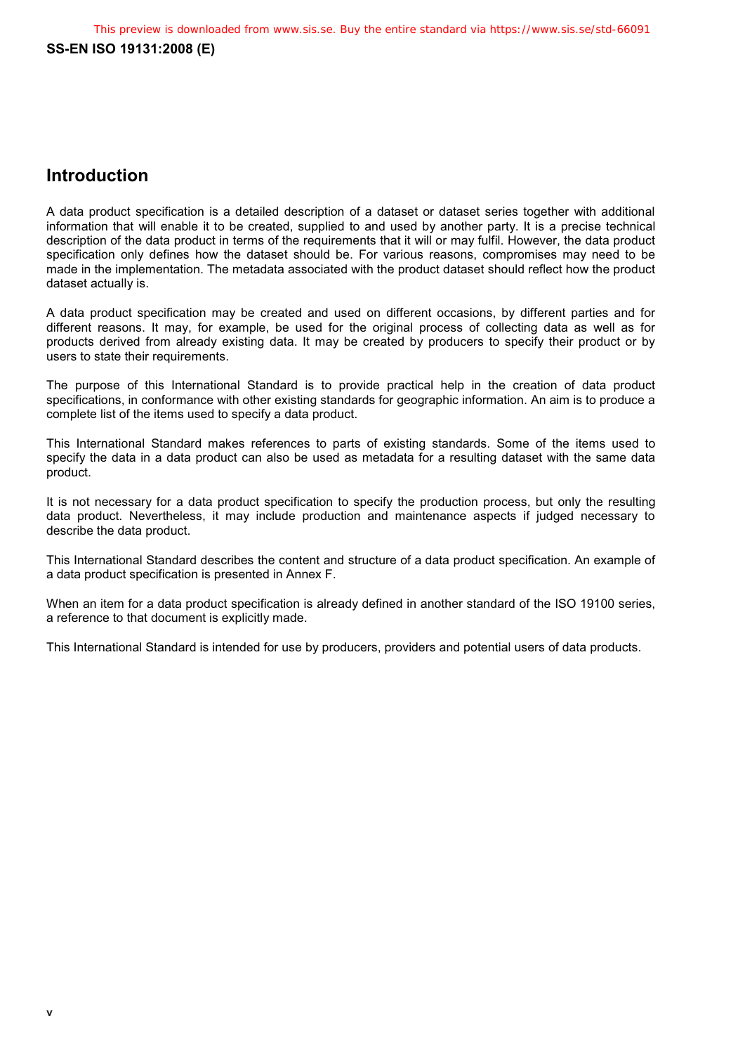## Introduction

A data product specification is a detailed description of a dataset or dataset series together with additional information that will enable it to be created, supplied to and used by another party. It is a precise technical description of the data product in terms of the requirements that it will or may fulfil. However, the data product specification only defines how the dataset should be. For various reasons, compromises may need to be made in the implementation. The metadata associated with the product dataset should reflect how the product dataset actually is.

A data product specification may be created and used on different occasions, by different parties and for different reasons. It may, for example, be used for the original process of collecting data as well as for products derived from already existing data. It may be created by producers to specify their product or by users to state their requirements.

The purpose of this International Standard is to provide practical help in the creation of data product specifications, in conformance with other existing standards for geographic information. An aim is to produce a complete list of the items used to specify a data product.

This International Standard makes references to parts of existing standards. Some of the items used to specify the data in a data product can also be used as metadata for a resulting dataset with the same data product.

It is not necessary for a data product specification to specify the production process, but only the resulting data product. Nevertheless, it may include production and maintenance aspects if judged necessary to describe the data product.

This International Standard describes the content and structure of a data product specification. An example of a data product specification is presented in Annex F.

When an item for a data product specification is already defined in another standard of the ISO 19100 series, a reference to that document is explicitly made.

This International Standard is intended for use by producers, providers and potential users of data products.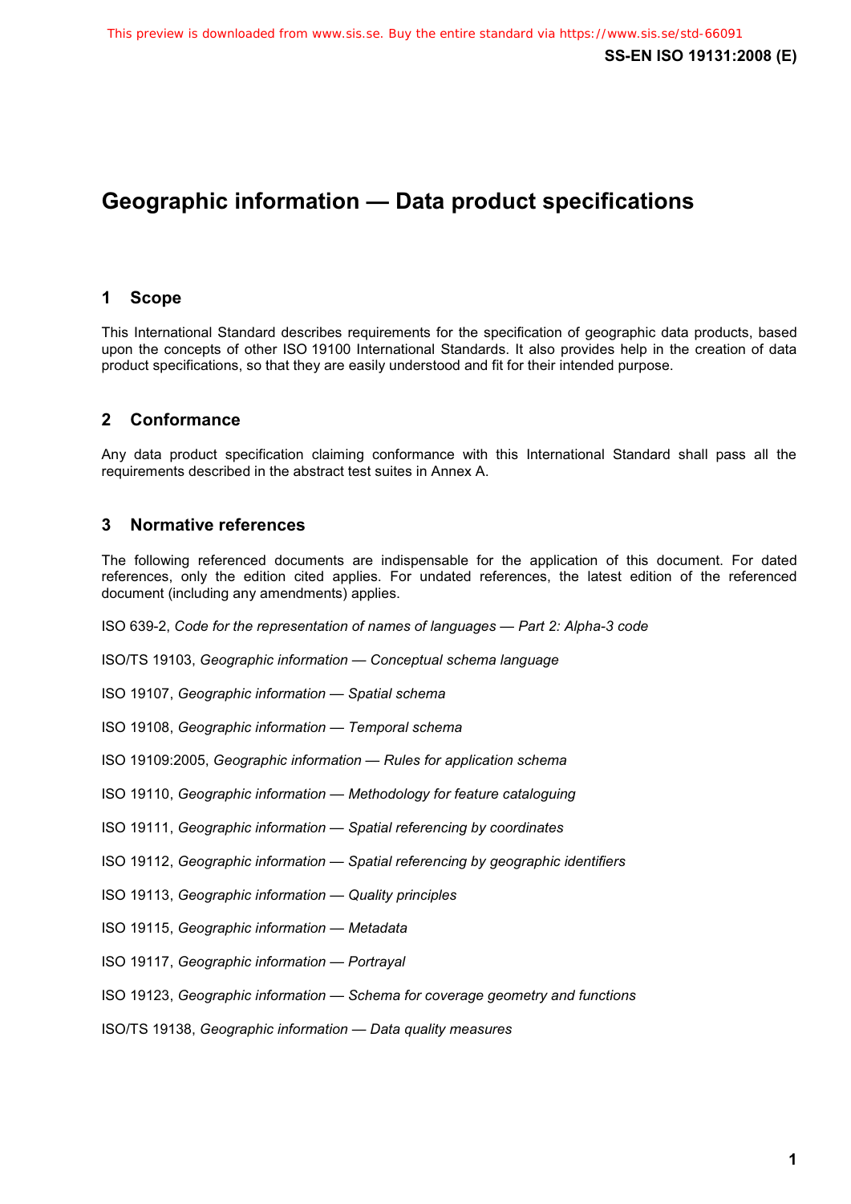# Geographic information — Data product specifications

## 1 Scope

This International Standard describes requirements for the specification of geographic data products, based upon the concepts of other ISO 19100 International Standards. It also provides help in the creation of data product specifications, so that they are easily understood and fit for their intended purpose.

## 2 Conformance

Any data product specification claiming conformance with this International Standard shall pass all the requirements described in the abstract test suites in Annex A.

## 3 Normative references

The following referenced documents are indispensable for the application of this document. For dated references, only the edition cited applies. For undated references, the latest edition of the referenced document (including any amendments) applies.

ISO 639-2, *Code for the representation of names of languages — Part 2: Alpha-3 code*

ISO/TS 19103, *Geographic information — Conceptual schema language*

ISO 19107, *Geographic information — Spatial schema*

ISO 19108, *Geographic information — Temporal schema*

ISO 19109:2005, *Geographic information — Rules for application schema*

ISO 19110, *Geographic information — Methodology for feature cataloguing*

ISO 19111, *Geographic information — Spatial referencing by coordinates*

ISO 19112, *Geographic information — Spatial referencing by geographic identifiers*

ISO 19113, *Geographic information — Quality principles*

ISO 19115, *Geographic information — Metadata*

ISO 19117, *Geographic information — Portrayal*

ISO 19123, *Geographic information — Schema for coverage geometry and functions*

ISO/TS 19138, *Geographic information — Data quality measures*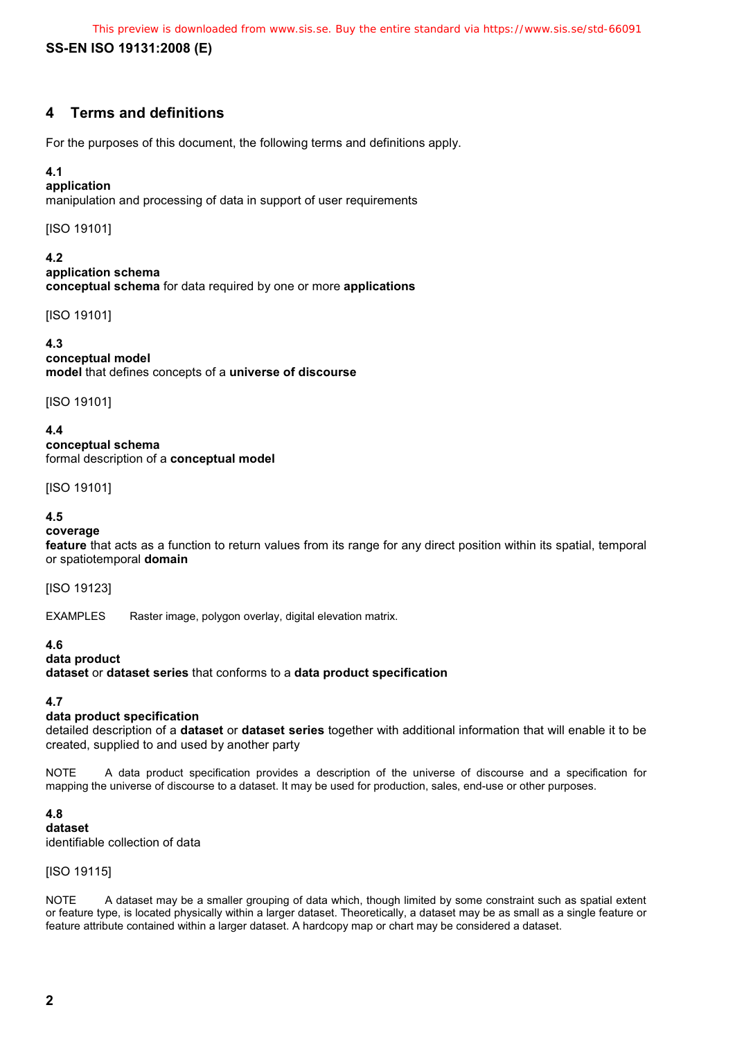## 4 Terms and definitions

For the purposes of this document, the following terms and definitions apply.

**4.1**
**application**
manipulation and processing of data in support of user requirements

[ISO 19101]

**4.2**
**application schema**
**conceptual schema** for data required by one or more **applications**

[ISO 19101]

**4.3**
**conceptual model**
**model** that defines concepts of a **universe of discourse**

[ISO 19101]

**4.4**
**conceptual schema**
formal description of a **conceptual model**

[ISO 19101]

**4.5**
**coverage**
**feature** that acts as a function to return values from its range for any direct position within its spatial, temporal or spatiotemporal **domain**

[ISO 19123]

EXAMPLES Raster image, polygon overlay, digital elevation matrix.

**4.6**
**data product**
**dataset** or **dataset series** that conforms to a **data product specification**

**4.7**
**data product specification**
detailed description of a **dataset** or **dataset series** together with additional information that will enable it to be created, supplied to and used by another party

NOTE A data product specification provides a description of the universe of discourse and a specification for mapping the universe of discourse to a dataset. It may be used for production, sales, end-use or other purposes.

**4.8**
**dataset**
identifiable collection of data

[ISO 19115]

NOTE A dataset may be a smaller grouping of data which, though limited by some constraint such as spatial extent or feature type, is located physically within a larger dataset. Theoretically, a dataset may be as small as a single feature or feature attribute contained within a larger dataset. A hardcopy map or chart may be considered a dataset.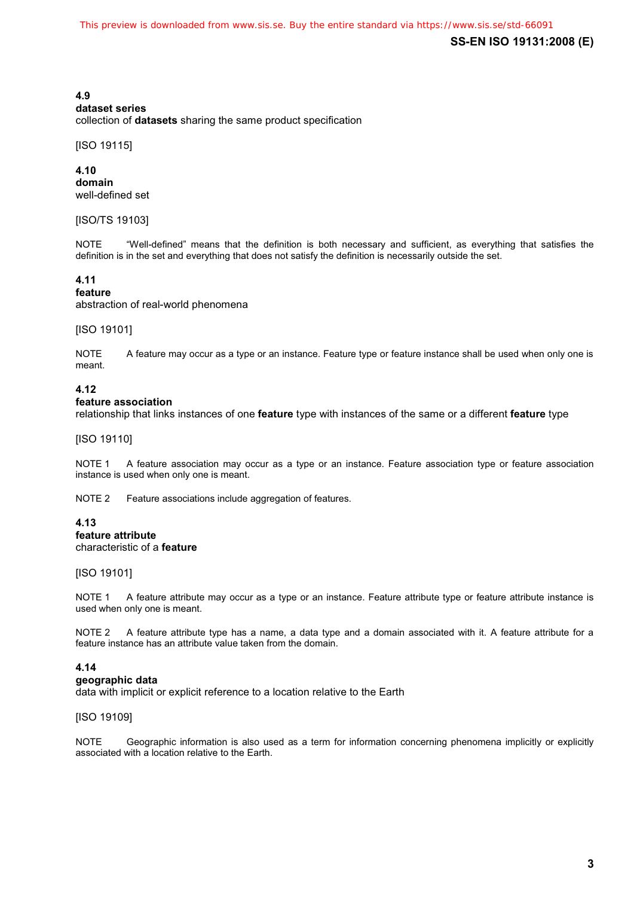**4.9**
**dataset series**
collection of **datasets** sharing the same product specification

[ISO 19115]

**4.10**
**domain**
well-defined set

[ISO/TS 19103]

NOTE "Well-defined" means that the definition is both necessary and sufficient, as everything that satisfies the definition is in the set and everything that does not satisfy the definition is necessarily outside the set.

**4.11**
**feature**
abstraction of real-world phenomena

[ISO 19101]

NOTE A feature may occur as a type or an instance. Feature type or feature instance shall be used when only one is meant.

**4.12**
**feature association**
relationship that links instances of one **feature** type with instances of the same or a different **feature** type

[ISO 19110]

NOTE 1 A feature association may occur as a type or an instance. Feature association type or feature association instance is used when only one is meant.

NOTE 2 Feature associations include aggregation of features.

**4.13**
**feature attribute**
characteristic of a **feature**

[ISO 19101]

NOTE 1 A feature attribute may occur as a type or an instance. Feature attribute type or feature attribute instance is used when only one is meant.

NOTE 2 A feature attribute type has a name, a data type and a domain associated with it. A feature attribute for a feature instance has an attribute value taken from the domain.

**4.14**
**geographic data**
data with implicit or explicit reference to a location relative to the Earth

[ISO 19109]

NOTE Geographic information is also used as a term for information concerning phenomena implicitly or explicitly associated with a location relative to the Earth.